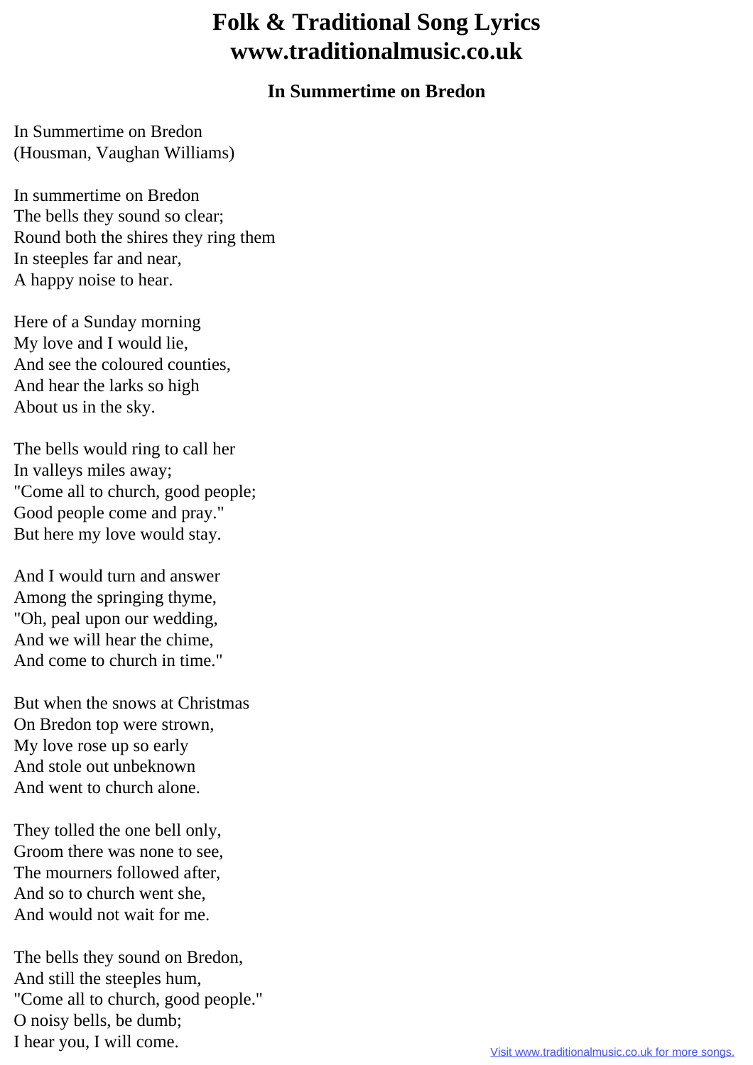# Folk & Traditional Song Lyrics
# www.traditionalmusic.co.uk

### In Summertime on Bredon

In Summertime on Bredon
(Housman, Vaughan Williams)

In summertime on Bredon
The bells they sound so clear;
Round both the shires they ring them
In steeples far and near,
A happy noise to hear.

Here of a Sunday morning
My love and I would lie,
And see the coloured counties,
And hear the larks so high
About us in the sky.

The bells would ring to call her
In valleys miles away;
"Come all to church, good people;
Good people come and pray."
But here my love would stay.

And I would turn and answer
Among the springing thyme,
"Oh, peal upon our wedding,
And we will hear the chime,
And come to church in time."

But when the snows at Christmas
On Bredon top were strown,
My love rose up so early
And stole out unbeknown
And went to church alone.

They tolled the one bell only,
Groom there was none to see,
The mourners followed after,
And so to church went she,
And would not wait for me.

The bells they sound on Bredon,
And still the steeples hum,
"Come all to church, good people."
O noisy bells, be dumb;
I hear you, I will come.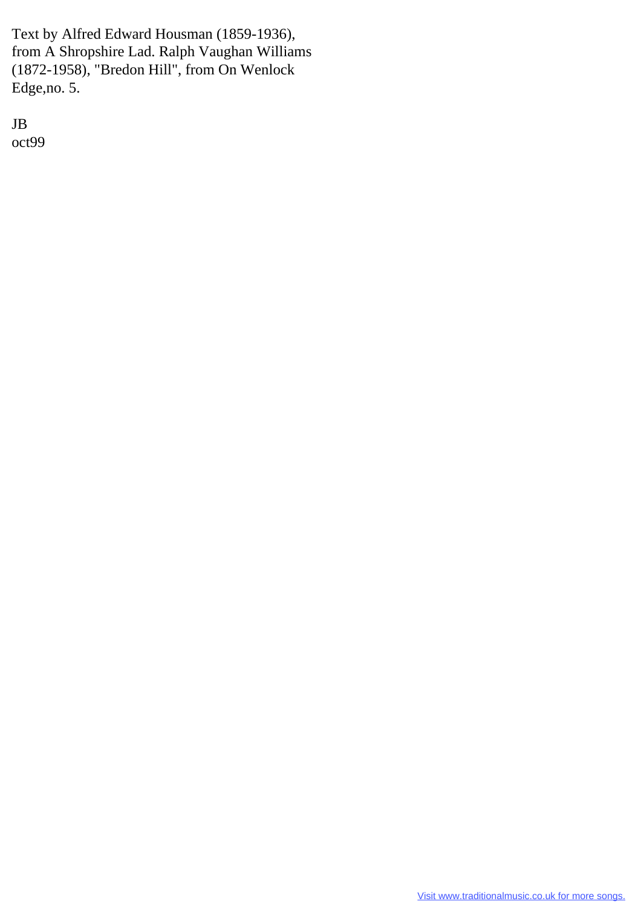Text by Alfred Edward Housman (1859-1936), from A Shropshire Lad. Ralph Vaughan Williams (1872-1958), "Bredon Hill", from On Wenlock Edge,no. 5.

JB
oct99